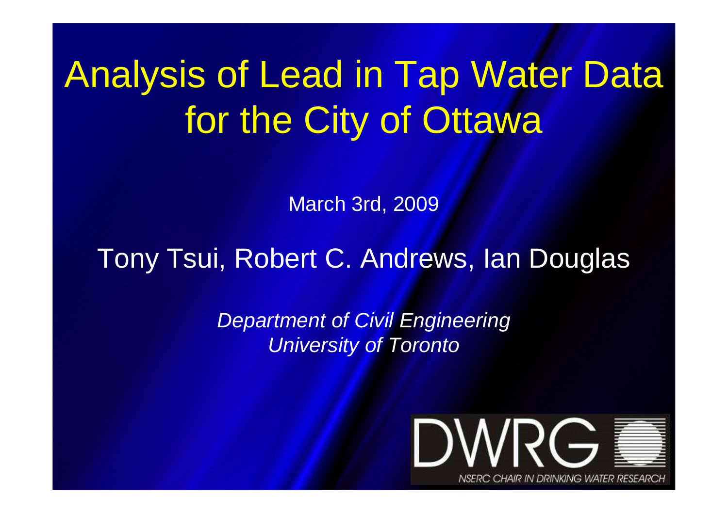# Analysis of Lead in Tap Water Data for the City of Ottawa

March 3rd, 2009

Tony Tsui, Robert C. Andrews, Ian Douglas

*Department of Civil Engineering*
*University of Toronto*

DWRG

NSERC CHAIR IN DRINKING WATER RESEARCH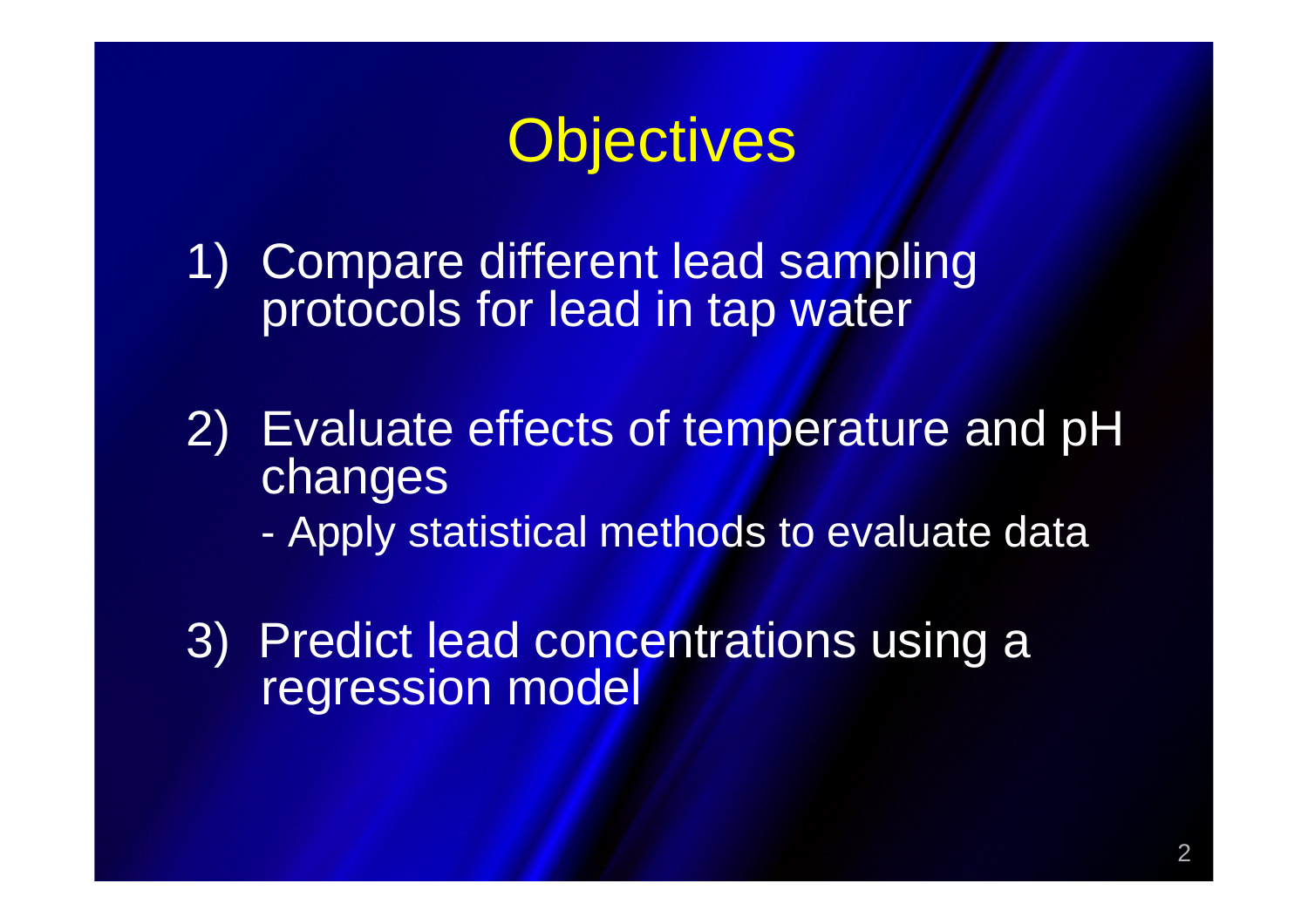# Objectives

1) Compare different lead sampling protocols for lead in tap water

2) Evaluate effects of temperature and pH changes
   - Apply statistical methods to evaluate data

3) Predict lead concentrations using a regression model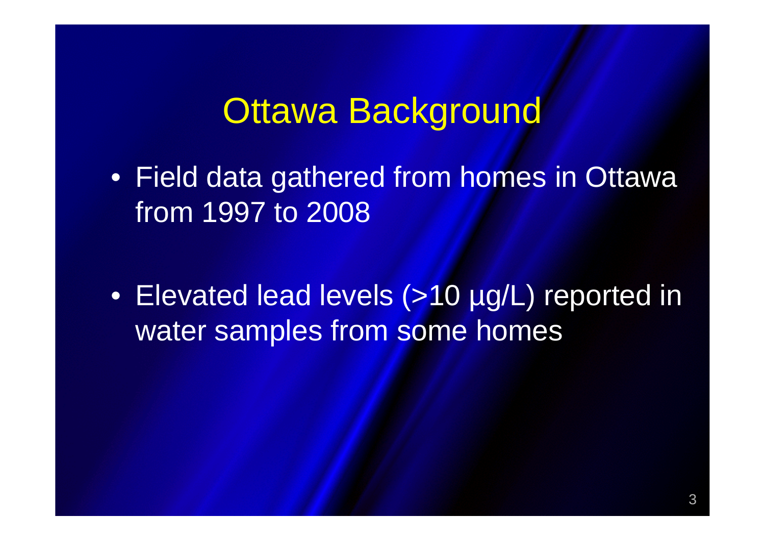# Ottawa Background

- Field data gathered from homes in Ottawa from 1997 to 2008

- Elevated lead levels (>10 µg/L) reported in water samples from some homes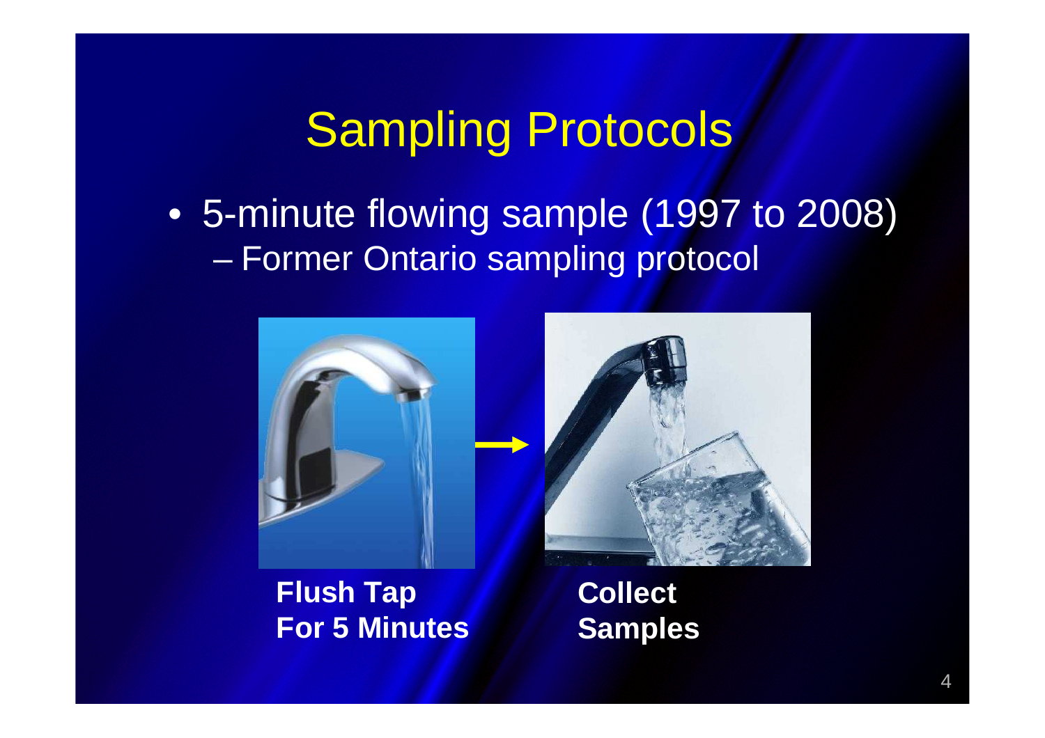# Sampling Protocols

- 5-minute flowing sample (1997 to 2008)
  - Former Ontario sampling protocol

**Flush Tap For 5 Minutes**

**Collect Samples**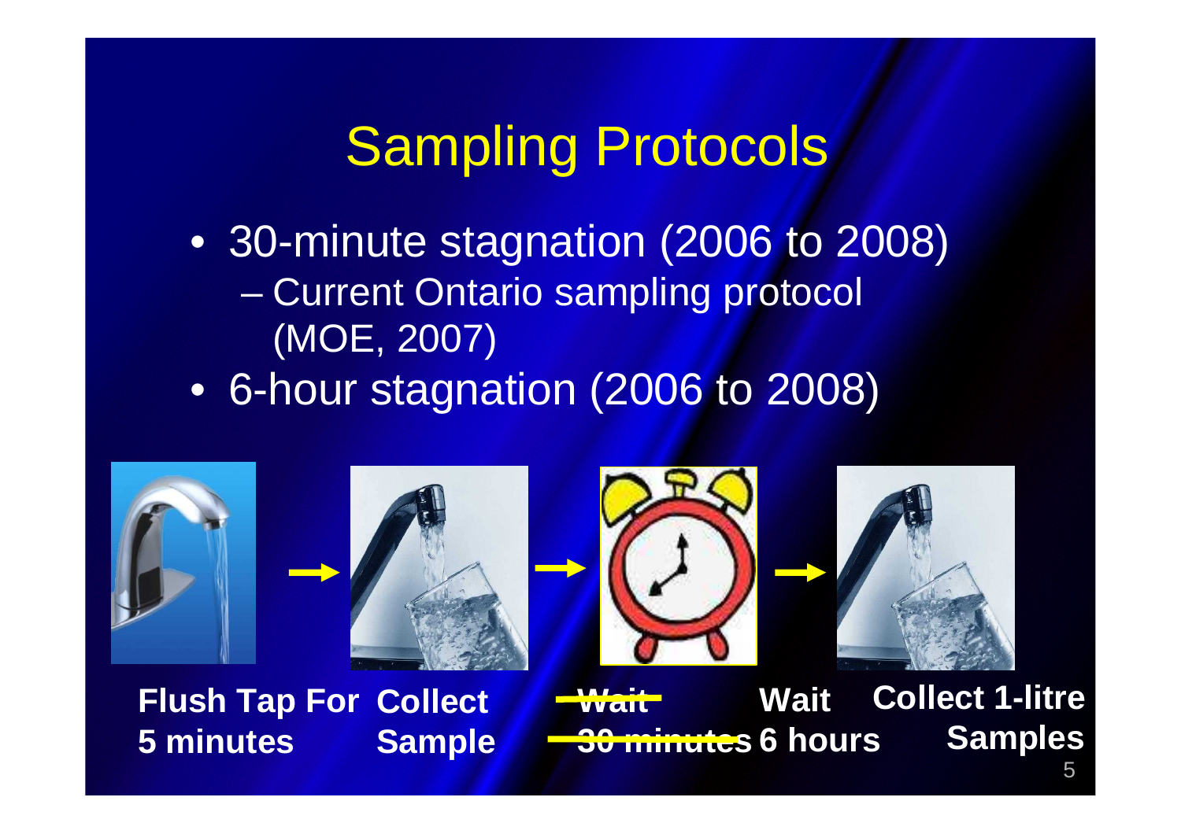# Sampling Protocols

- 30-minute stagnation (2006 to 2008)
  - Current Ontario sampling protocol (MOE, 2007)
- 6-hour stagnation (2006 to 2008)

**Flush Tap For 5 minutes** → **Collect Sample** → **~~Wait 30 minutes~~ Wait 6 hours** → **Collect 1-litre Samples**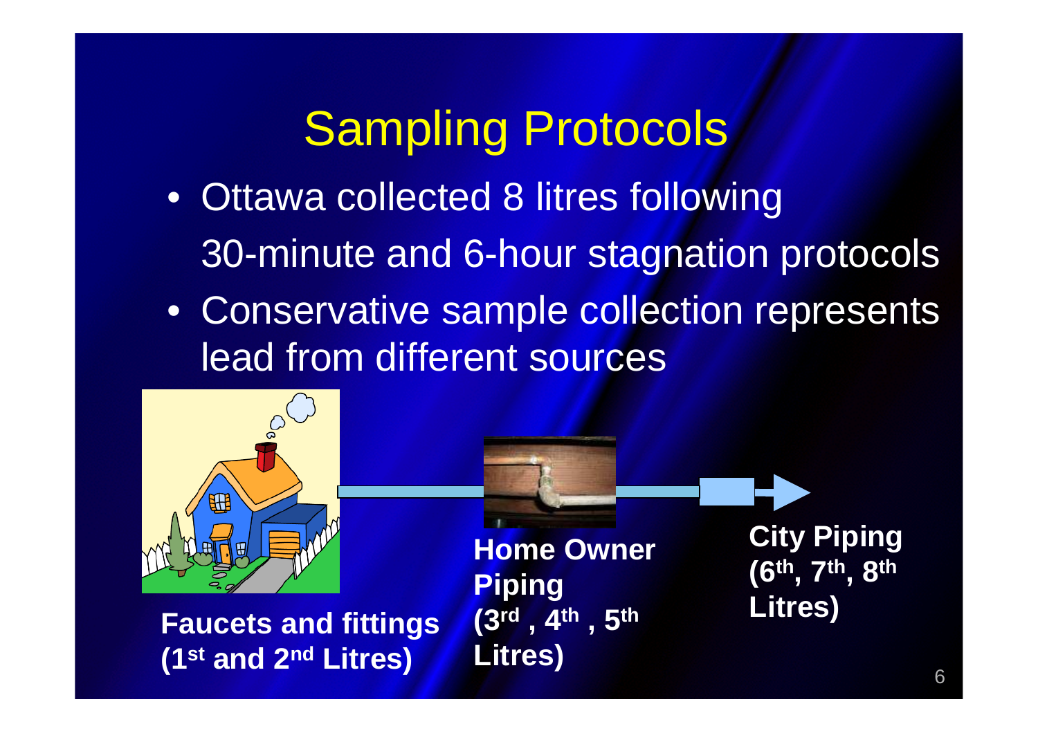# Sampling Protocols

- Ottawa collected 8 litres following 30-minute and 6-hour stagnation protocols
- Conservative sample collection represents lead from different sources

**Faucets and fittings (1st and 2nd Litres)**

**Home Owner Piping (3rd , 4th , 5th Litres)**

**City Piping (6th, 7th, 8th Litres)**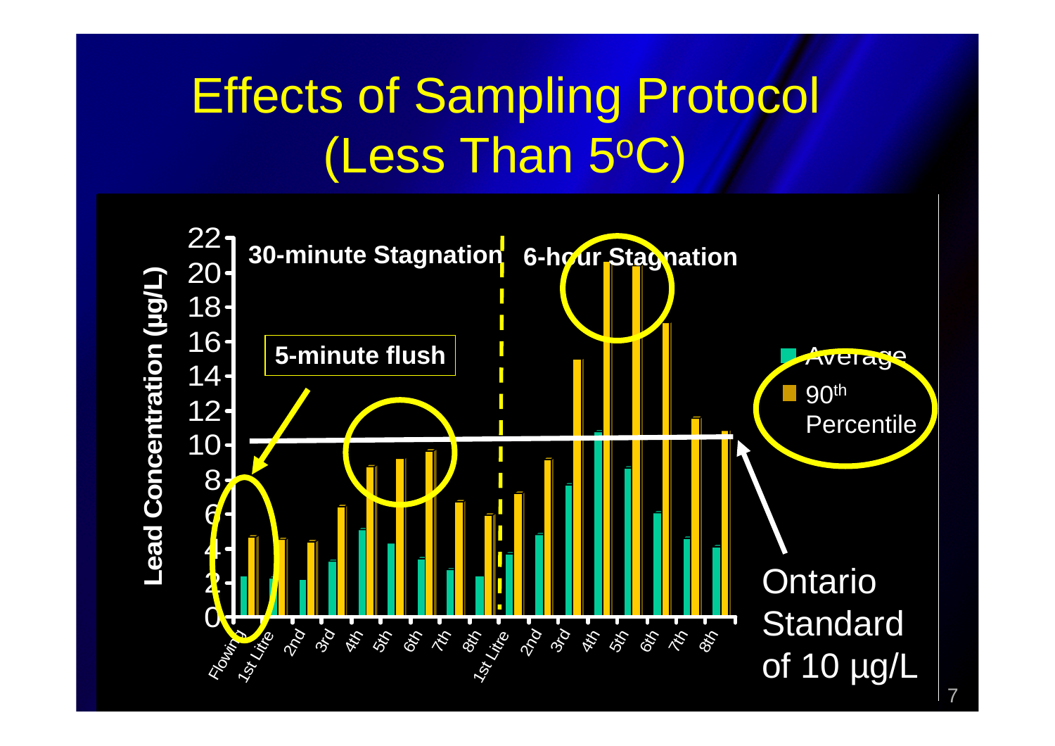# Effects of Sampling Protocol (Less Than 5°C)

30-minute Stagnation

6-hour Stagnation

5-minute flush

Lead Concentration (µg/L)

Average

$90^{th}$ Percentile

Ontario Standard of 10 µg/L

Flowing, 1st Litre, 2nd, 3rd, 4th, 5th, 6th, 7th, 8th, 1st Litre, 2nd, 3rd, 4th, 5th, 6th, 7th, 8th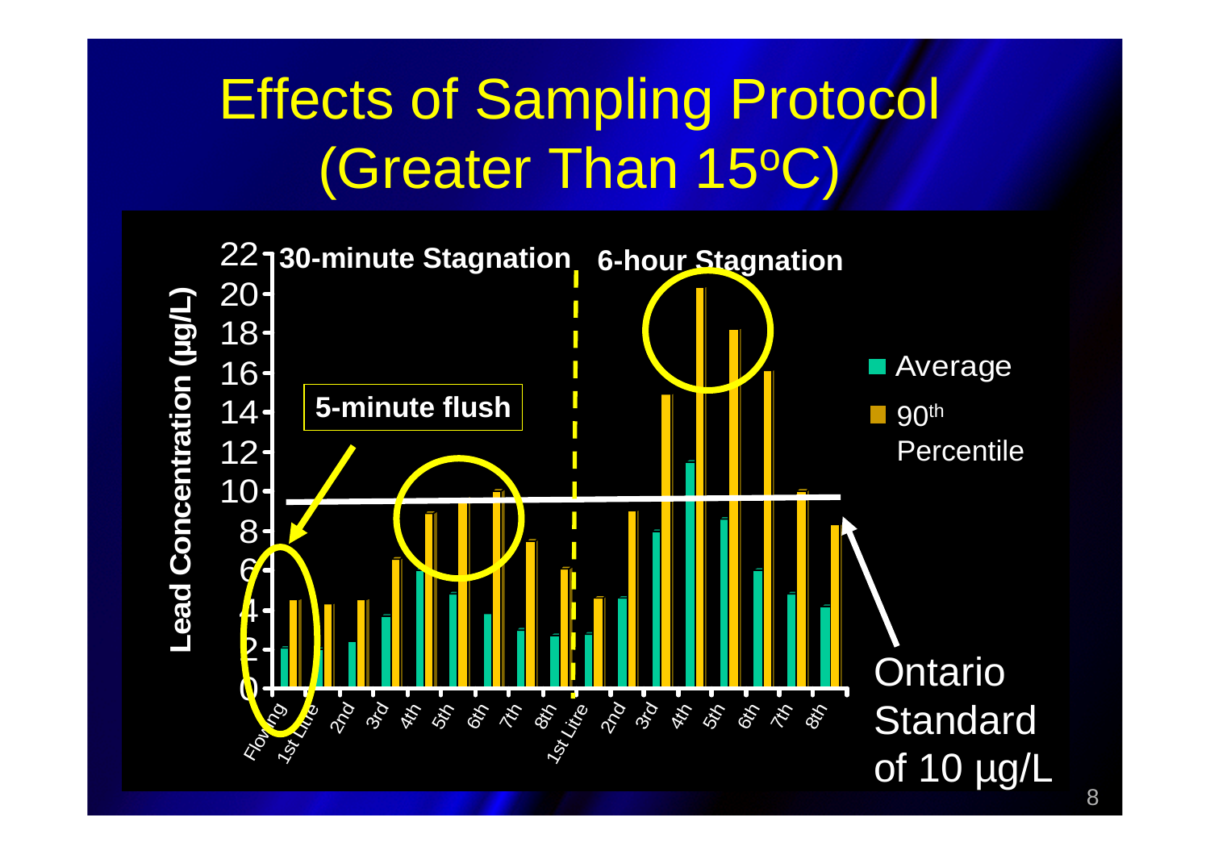# Effects of Sampling Protocol (Greater Than 15°C)

Lead Concentration (µg/L)

30-minute Stagnation

6-hour Stagnation

5-minute flush

Average

90th Percentile

Ontario Standard of 10 µg/L

Flowing, 1st Litre, 2nd, 3rd, 4th, 5th, 6th, 7th, 8th, 1st Litre, 2nd, 3rd, 4th, 5th, 6th, 7th, 8th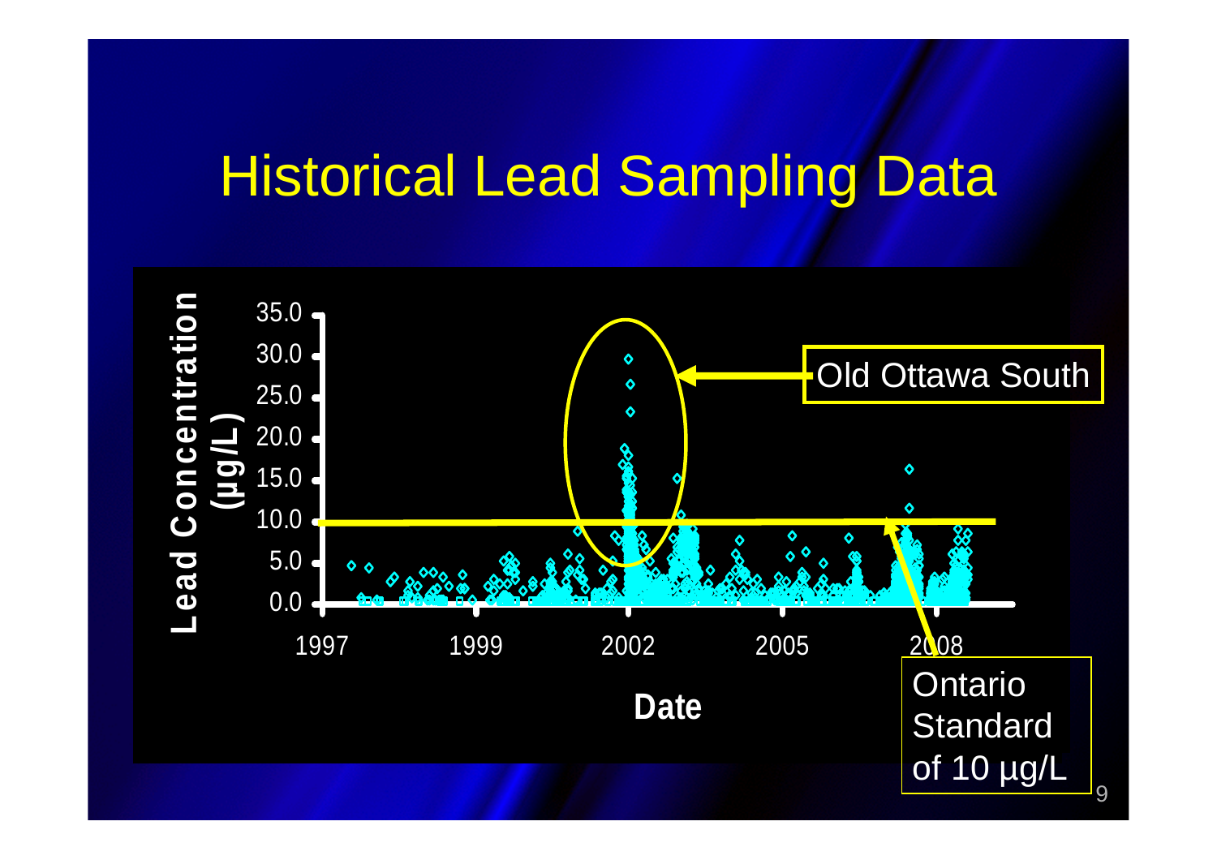# Historical Lead Sampling Data

Lead Concentration (µg/L)

35.0
30.0
25.0
20.0
15.0
10.0
5.0
0.0

1997 1999 2002 2005 2008

Date

Old Ottawa South

Ontario Standard of 10 µg/L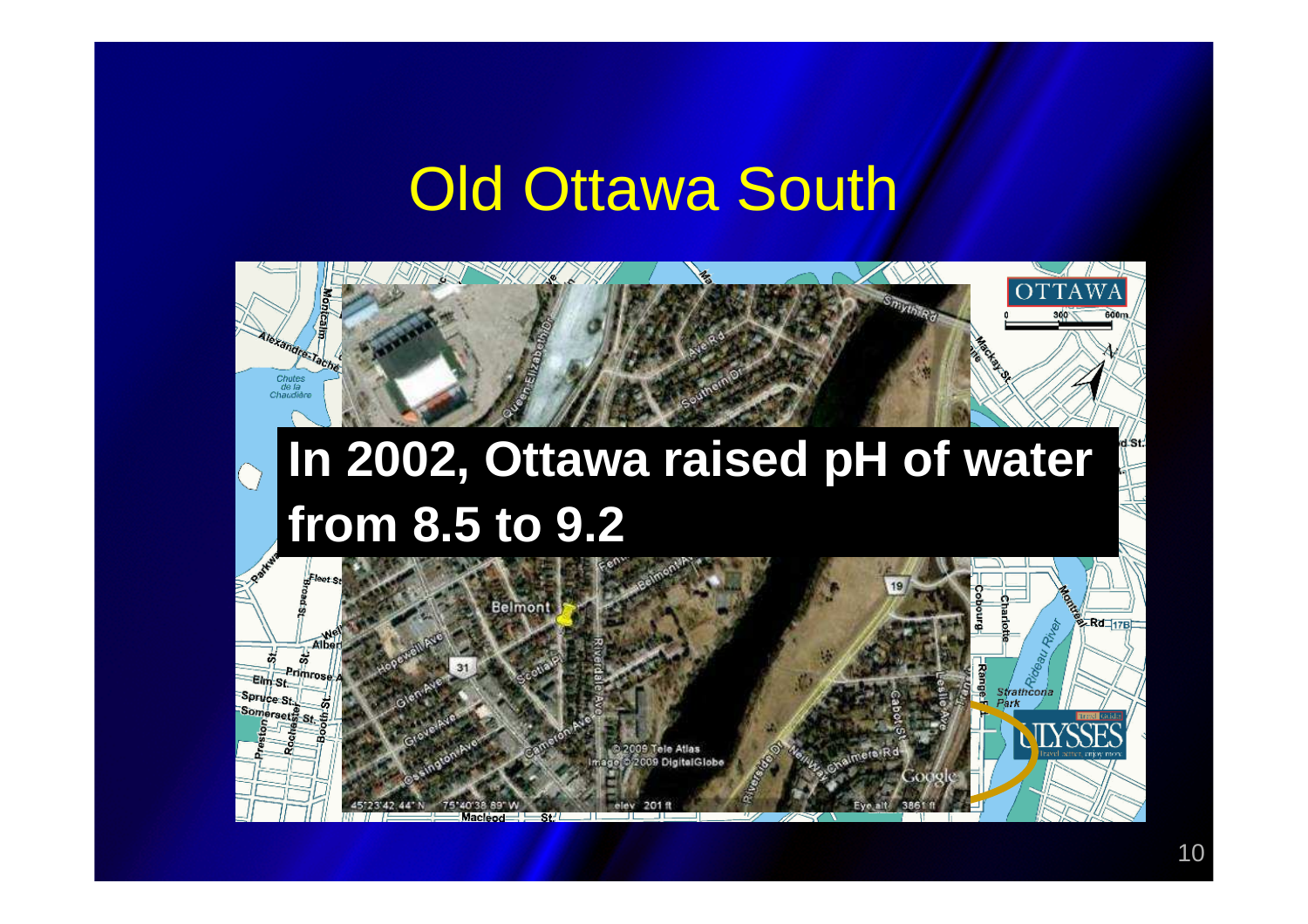# Old Ottawa South

**In 2002, Ottawa raised pH of water from 8.5 to 9.2**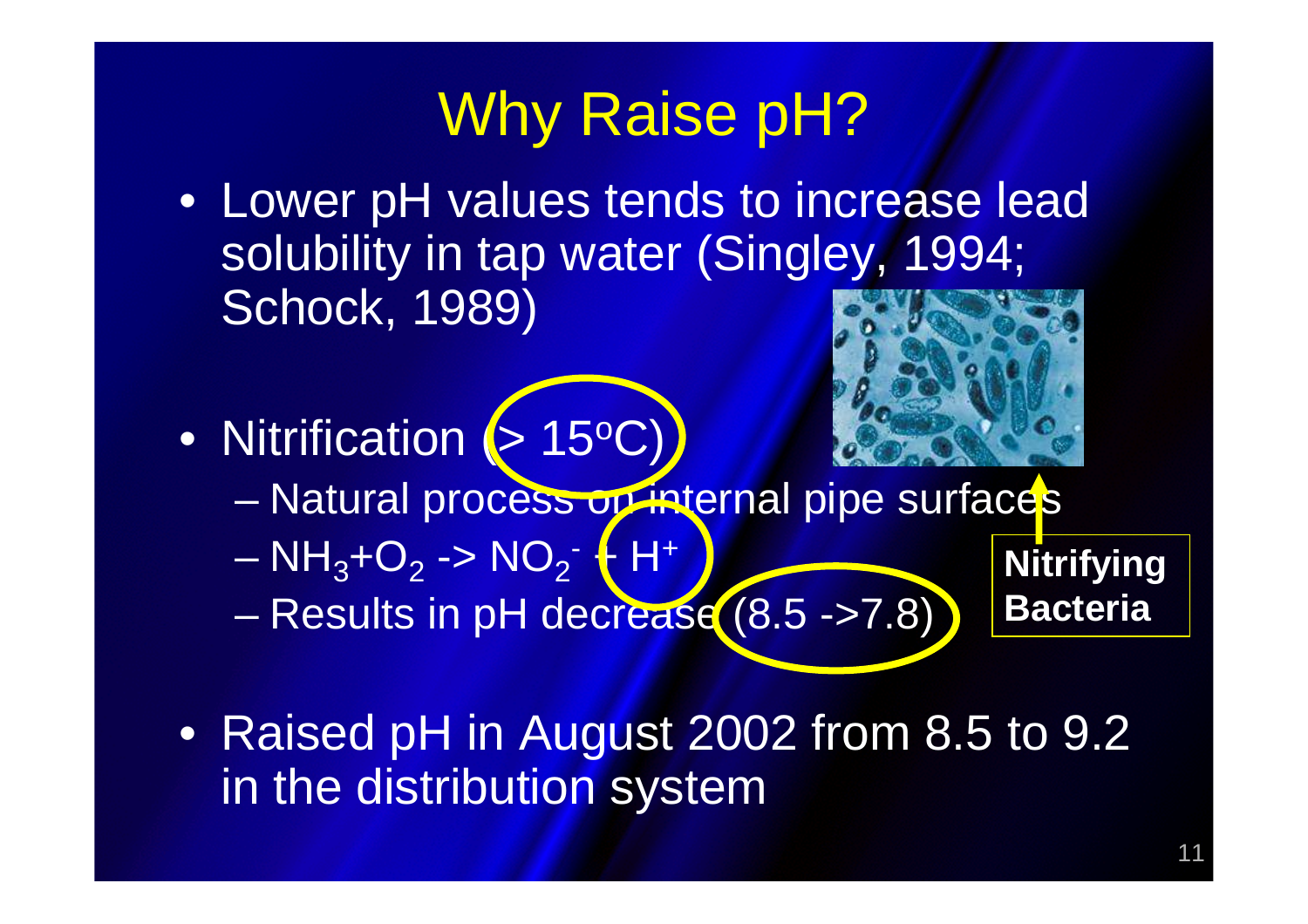# Why Raise pH?

- Lower pH values tends to increase lead solubility in tap water (Singley, 1994; Schock, 1989)
- Nitrification (> 15$^{o}$C)
  - Natural process on internal pipe surfaces
  - $NH_3 + O_2 \rightarrow NO_2^- + H^+$
  - Results in pH decrease (8.5 ->7.8)

**Nitrifying Bacteria**

- Raised pH in August 2002 from 8.5 to 9.2 in the distribution system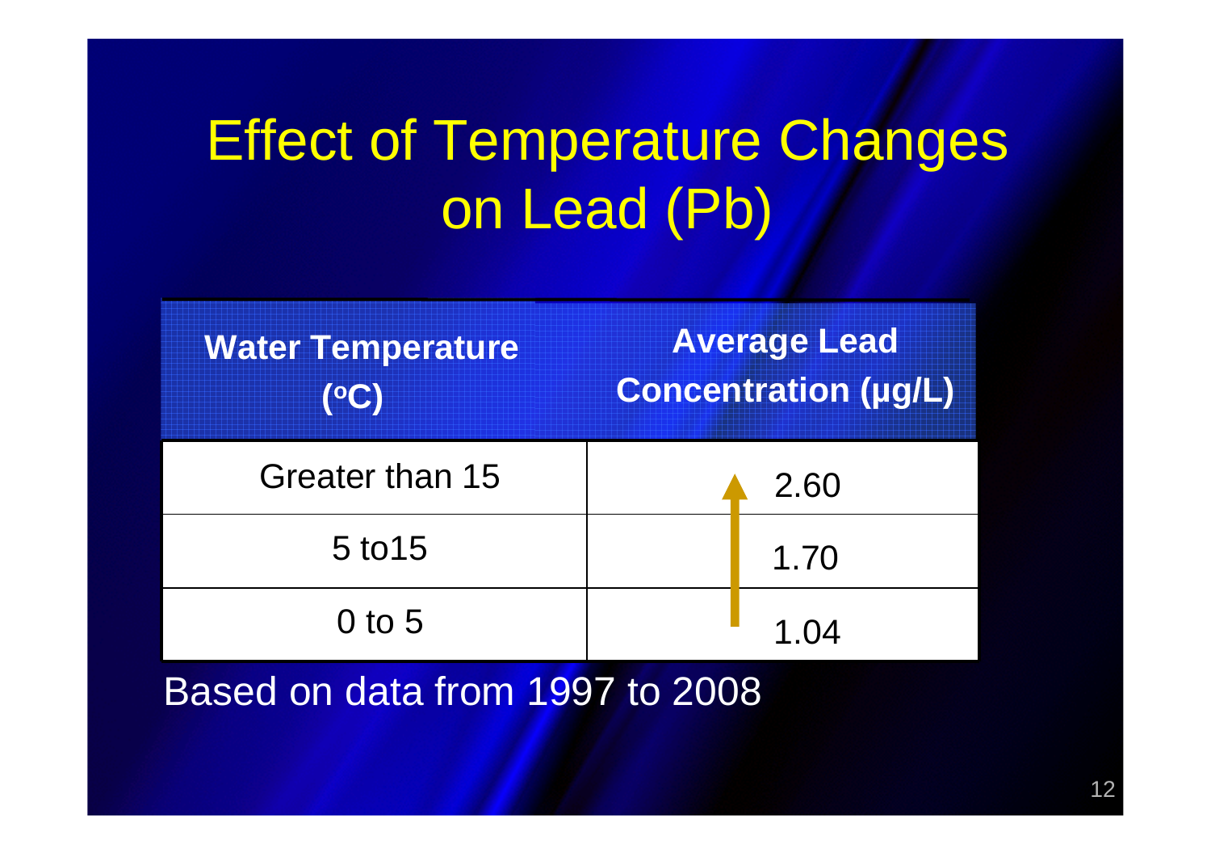# Effect of Temperature Changes on Lead (Pb)

| Water Temperature (°C) | Average Lead Concentration (µg/L) |
|---|---|
| Greater than 15 | 2.60 |
| 5 to15 | 1.70 |
| 0 to 5 | 1.04 |

Based on data from 1997 to 2008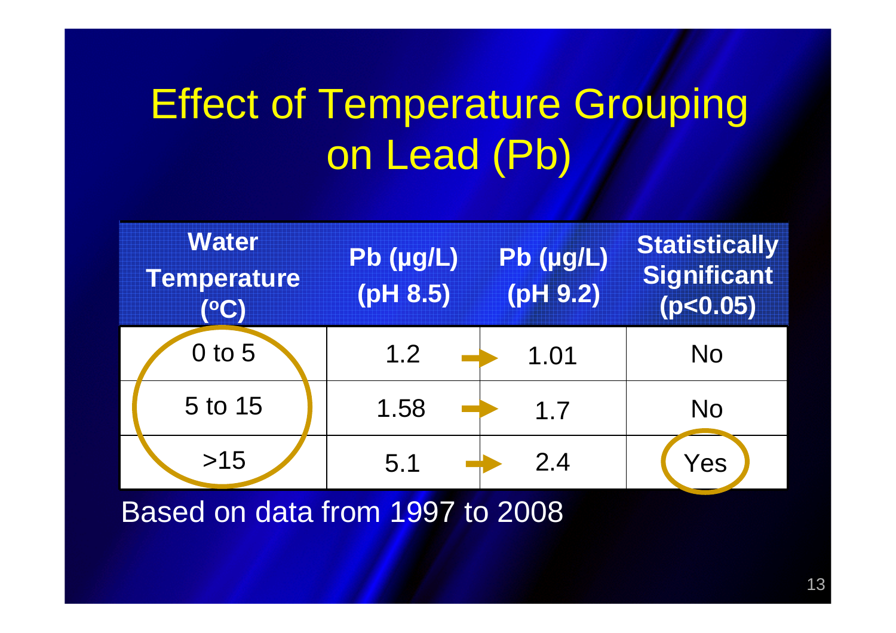# Effect of Temperature Grouping on Lead (Pb)

| Water Temperature (°C) | Pb (µg/L) (pH 8.5) | Pb (µg/L) (pH 9.2) | Statistically Significant ($p<0.05$) |
|---|---|---|---|
| 0 to 5 | 1.2 | 1.01 | No |
| 5 to 15 | 1.58 | 1.7 | No |
| >15 | 5.1 | 2.4 | Yes |

Based on data from 1997 to 2008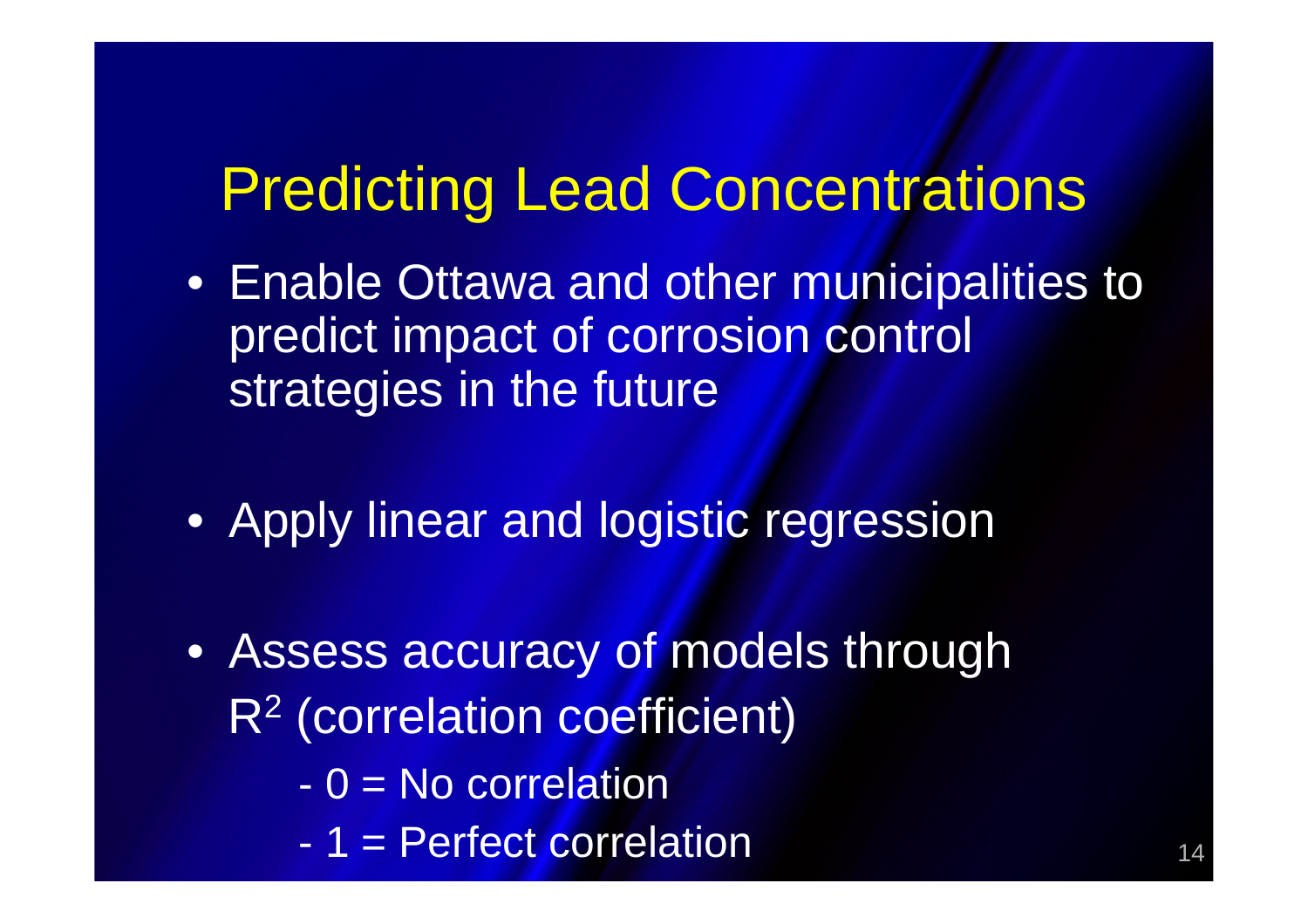# Predicting Lead Concentrations

- Enable Ottawa and other municipalities to predict impact of corrosion control strategies in the future

- Apply linear and logistic regression

- Assess accuracy of models through $R^2$ (correlation coefficient)
  - 0 = No correlation
  - 1 = Perfect correlation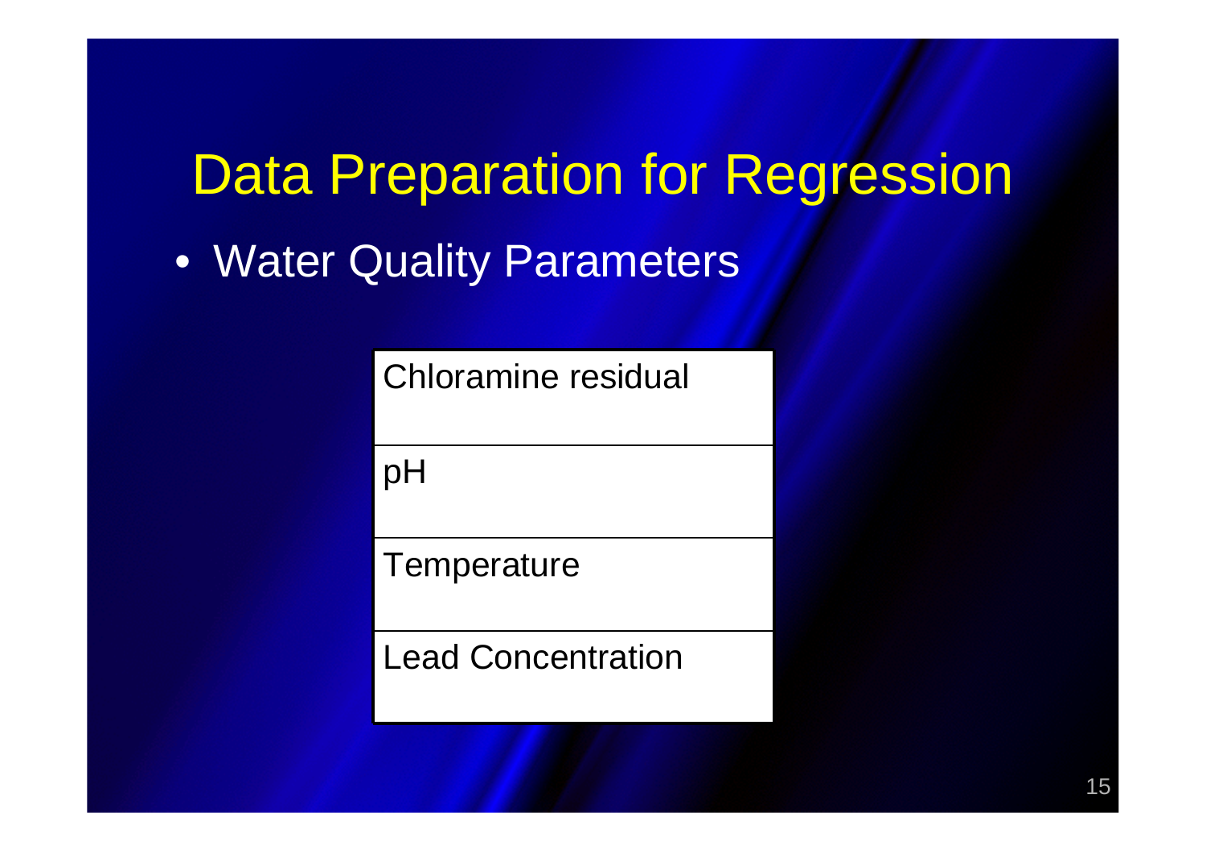# Data Preparation for Regression

- Water Quality Parameters

| Chloramine residual |
|---|
| pH |
| Temperature |
| Lead Concentration |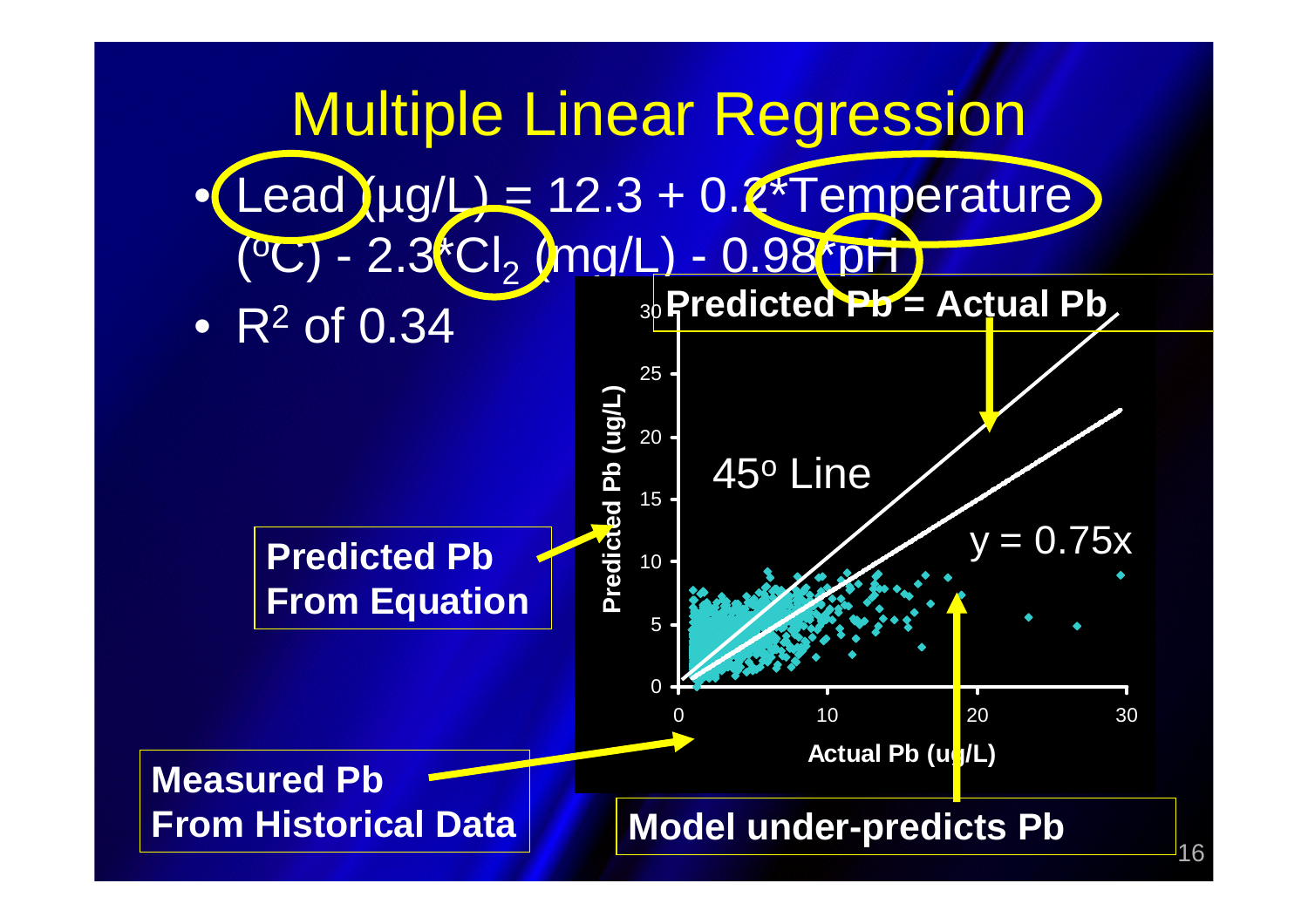# Multiple Linear Regression

- Lead (µg/L) = 12.3 + 0.2*Temperature ($^oC$) - 2.3*$Cl_2$ (mg/L) - 0.98*pH
- $R^2$ of 0.34

**Predicted Pb = Actual Pb**

45° Line

$y = 0.75x$

Predicted Pb (ug/L)

Actual Pb (ug/L)

**Predicted Pb From Equation**

**Measured Pb From Historical Data**

**Model under-predicts Pb**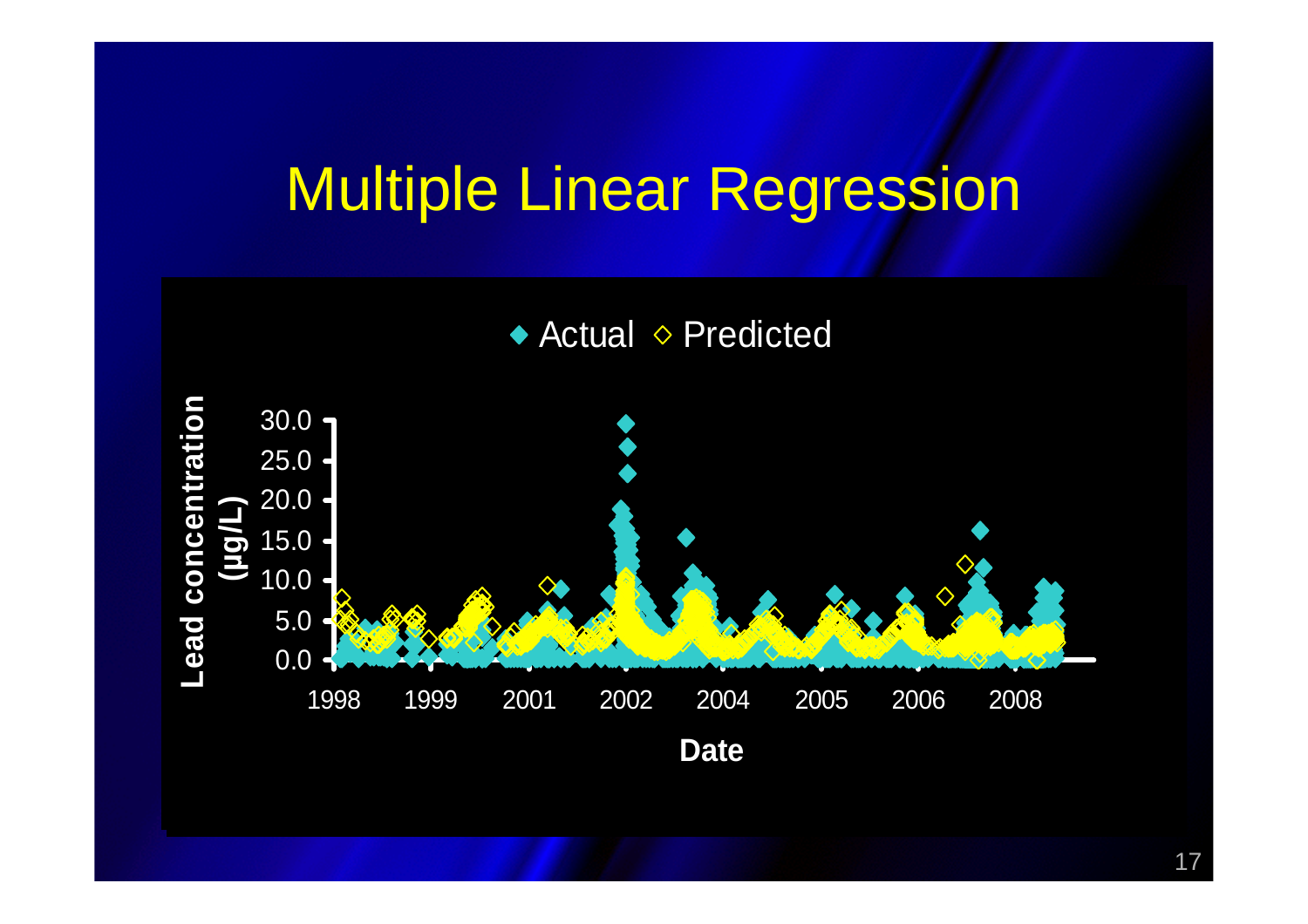# Multiple Linear Regression

◆ Actual ◇ Predicted

Lead concentration (µg/L)

30.0
25.0
20.0
15.0
10.0
5.0
0.0

1998 1999 2001 2002 2004 2005 2006 2008

Date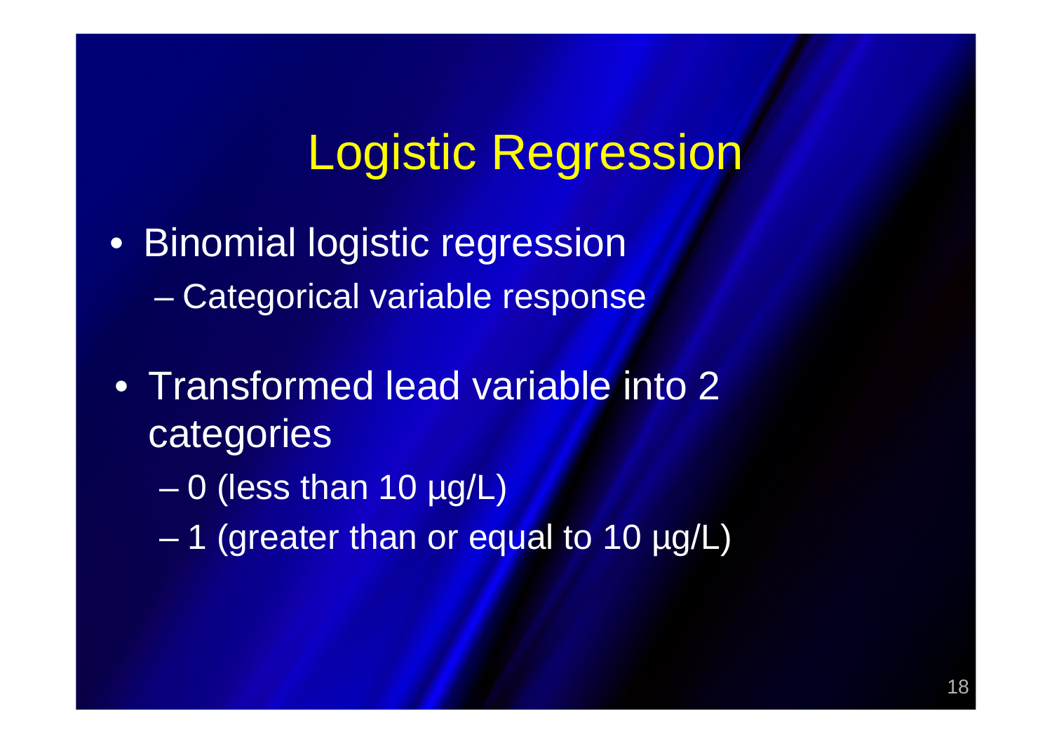# Logistic Regression

- Binomial logistic regression
  - Categorical variable response
- Transformed lead variable into 2 categories
  - 0 (less than 10 µg/L)
  - 1 (greater than or equal to 10 µg/L)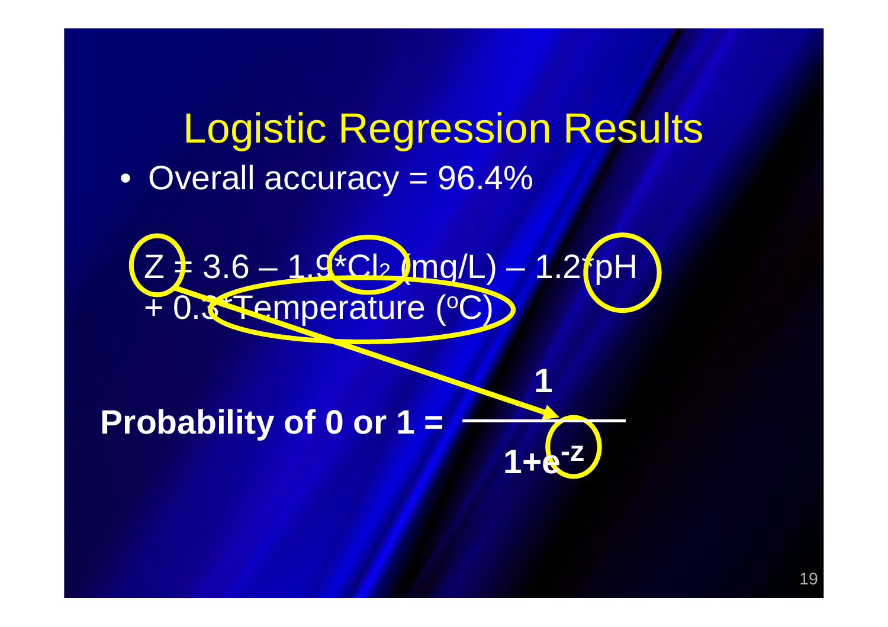# Logistic Regression Results

- Overall accuracy = 96.4%

$$Z = 3.6 - 1.9 * Cl_2\ (mg/L) - 1.2 * pH + 0.3 * Temperature\ (^oC)$$

$$\textbf{Probability of 0 or 1} = \frac{1}{1+e^{-Z}}$$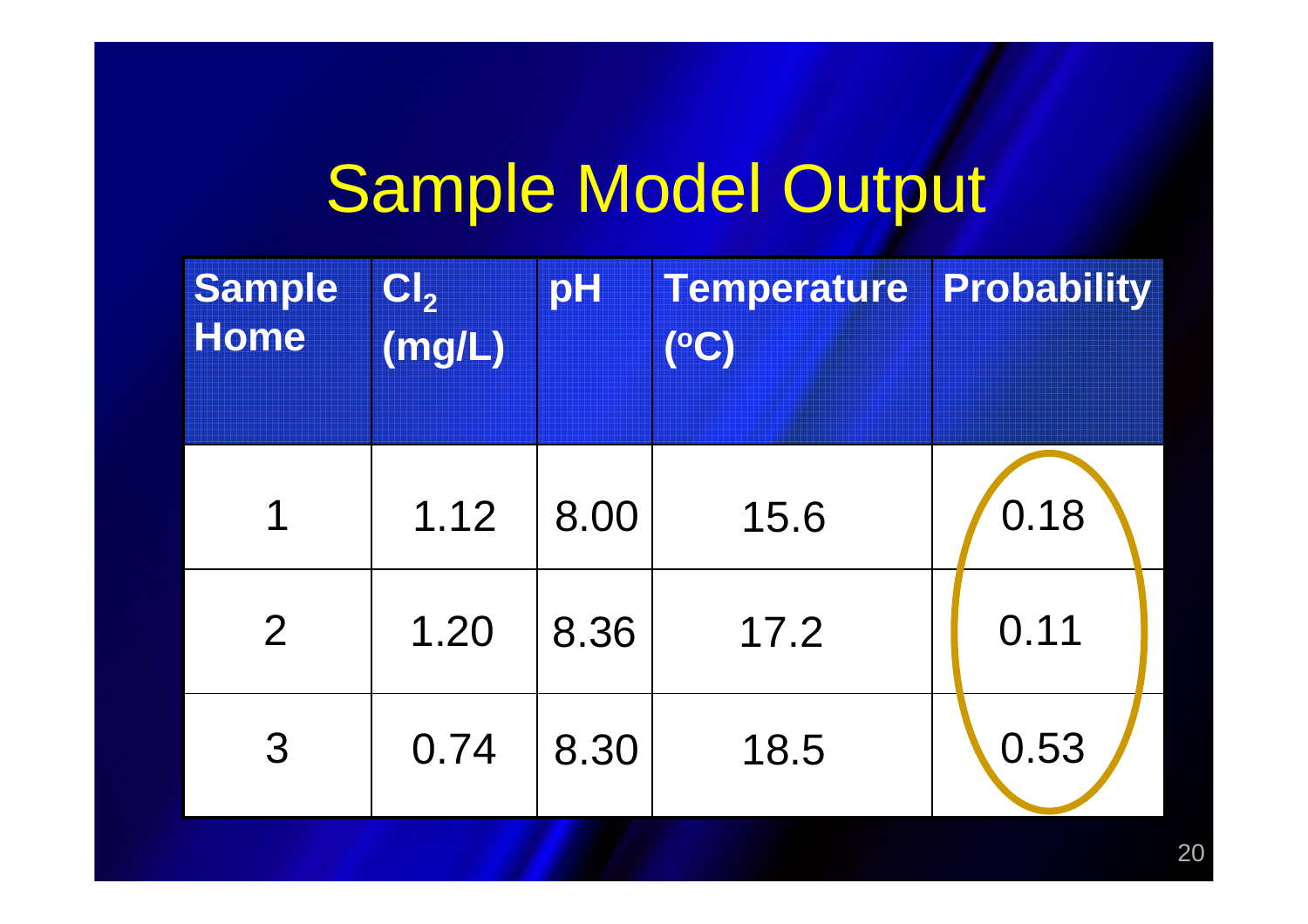# Sample Model Output

| Sample Home | $Cl_2$ (mg/L) | pH | Temperature (°C) | Probability |
|---|---|---|---|---|
| 1 | 1.12 | 8.00 | 15.6 | 0.18 |
| 2 | 1.20 | 8.36 | 17.2 | 0.11 |
| 3 | 0.74 | 8.30 | 18.5 | 0.53 |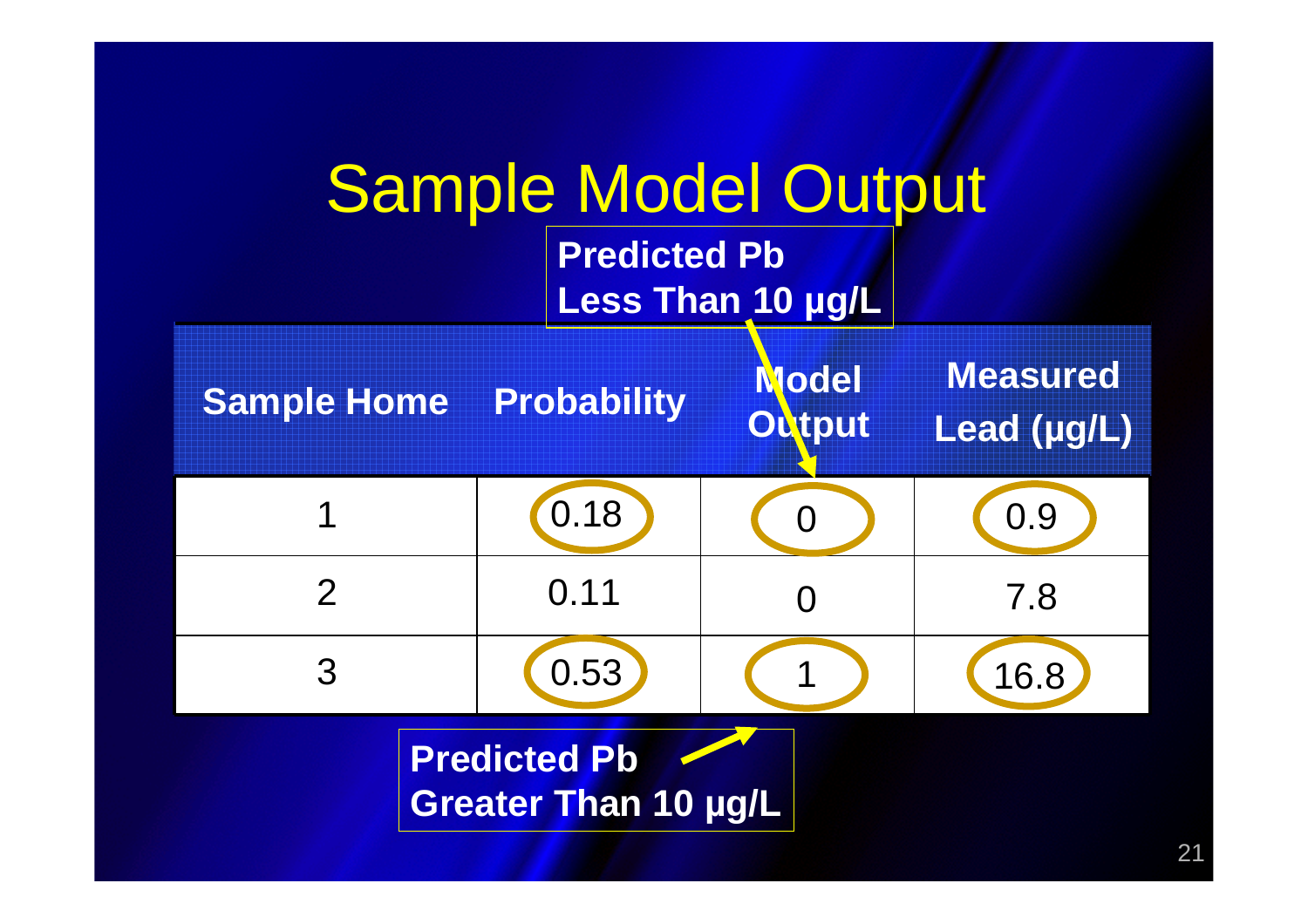# Sample Model Output

**Predicted Pb Less Than 10 µg/L**

| Sample Home | Probability | Model Output | Measured Lead (µg/L) |
|---|---|---|---|
| 1 | 0.18 | 0 | 0.9 |
| 2 | 0.11 | 0 | 7.8 |
| 3 | 0.53 | 1 | 16.8 |

**Predicted Pb Greater Than 10 µg/L**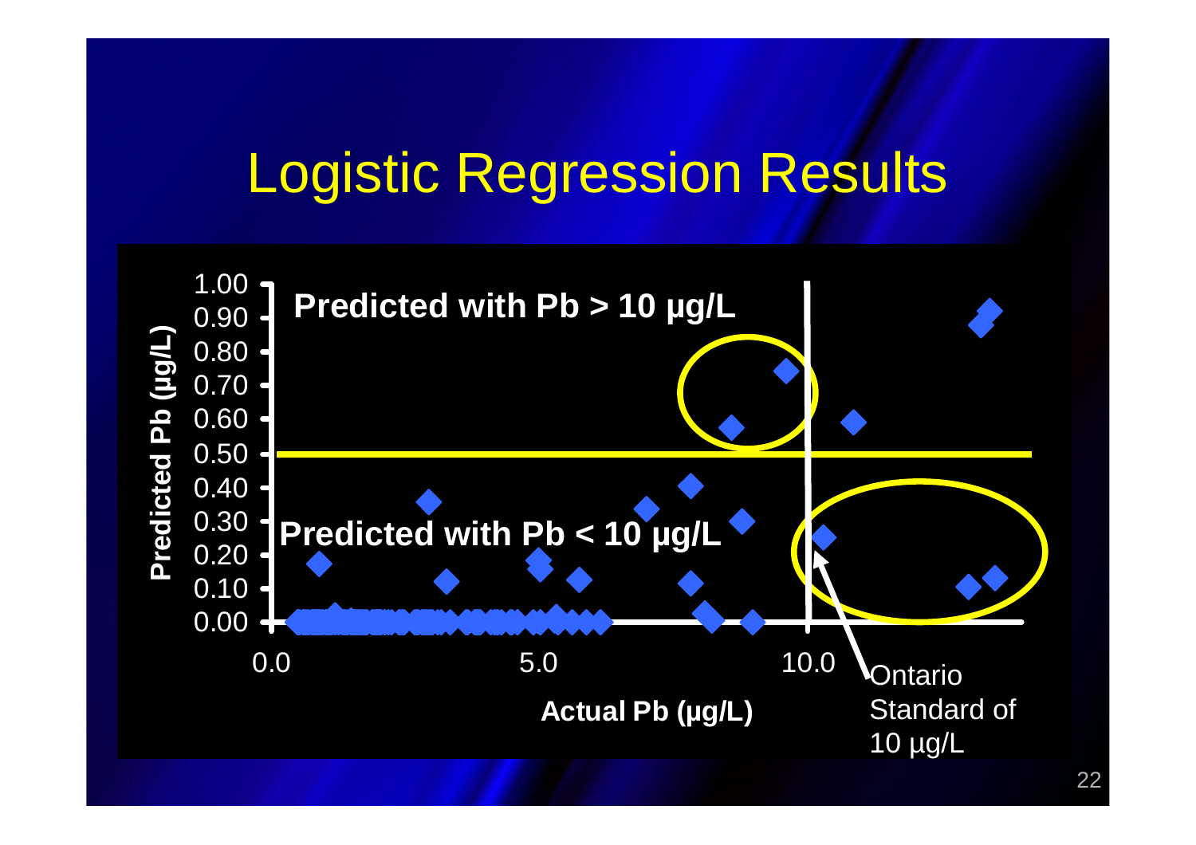# Logistic Regression Results

Predicted with Pb > 10 µg/L

Predicted with Pb < 10 µg/L

Predicted Pb (µg/L)

1.00
0.90
0.80
0.70
0.60
0.50
0.40
0.30
0.20
0.10
0.00

0.0 5.0 10.0

Actual Pb (µg/L)

Ontario Standard of 10 µg/L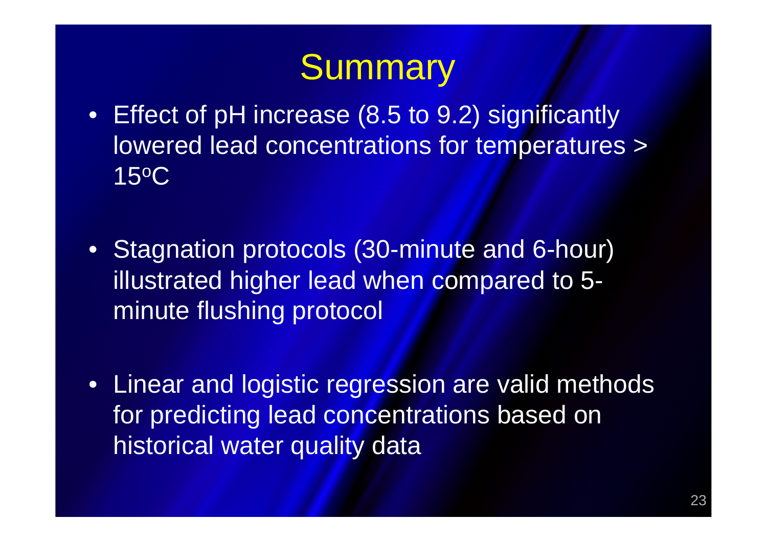# Summary

- Effect of pH increase (8.5 to 9.2) significantly lowered lead concentrations for temperatures > 15$^{o}$C

- Stagnation protocols (30-minute and 6-hour) illustrated higher lead when compared to 5-minute flushing protocol

- Linear and logistic regression are valid methods for predicting lead concentrations based on historical water quality data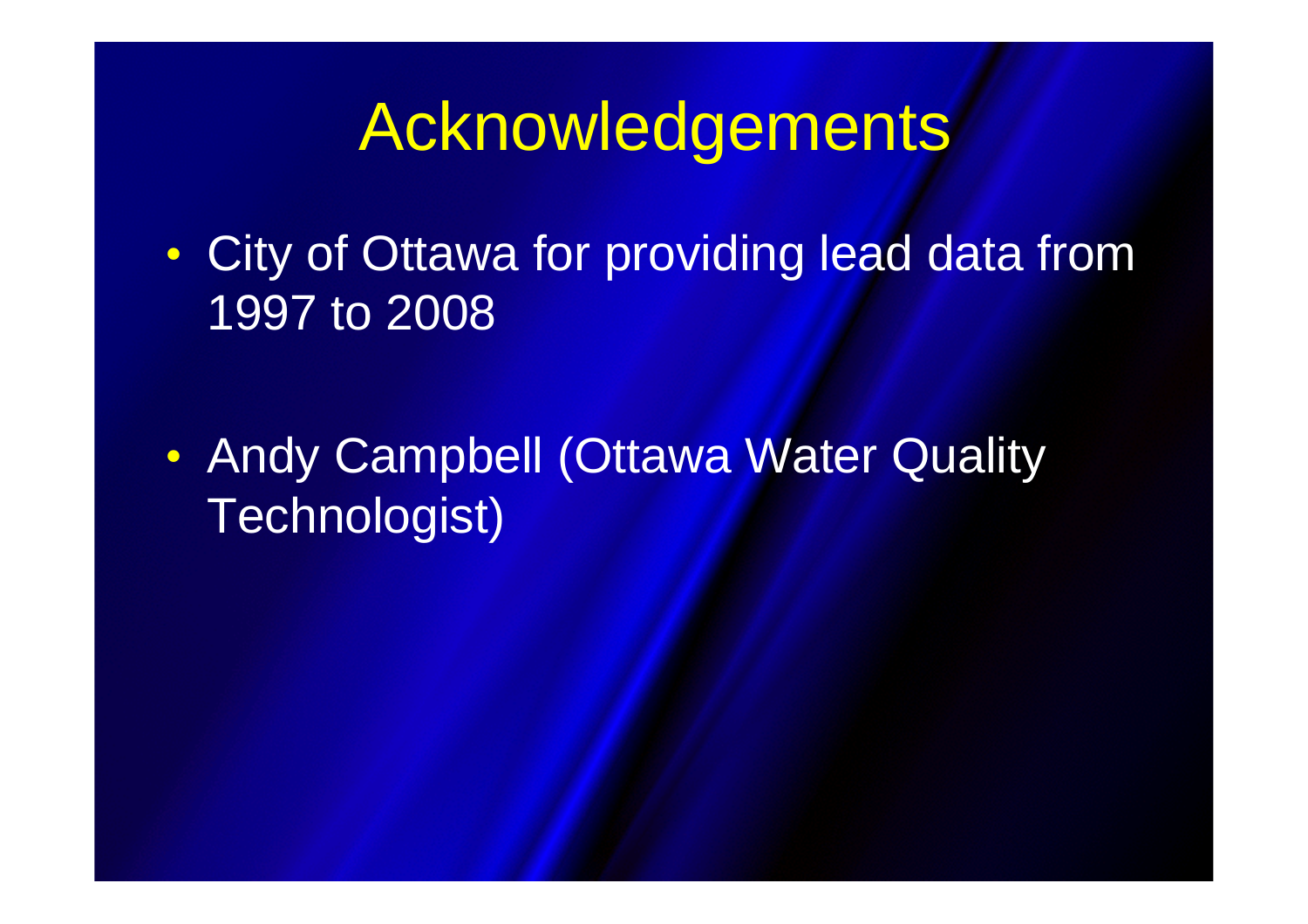# Acknowledgements

- City of Ottawa for providing lead data from 1997 to 2008
- Andy Campbell (Ottawa Water Quality Technologist)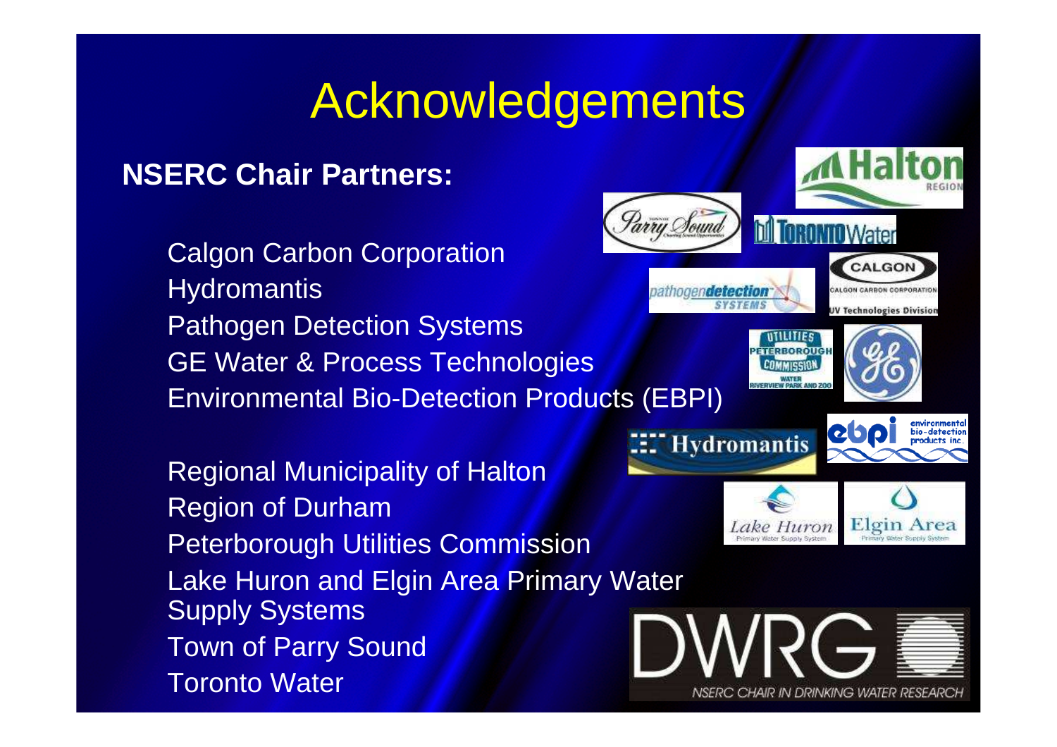# Acknowledgements

**NSERC Chair Partners:**

Calgon Carbon Corporation
Hydromantis
Pathogen Detection Systems
GE Water & Process Technologies
Environmental Bio-Detection Products (EBPI)

Regional Municipality of Halton
Region of Durham
Peterborough Utilities Commission
Lake Huron and Elgin Area Primary Water Supply Systems
Town of Parry Sound
Toronto Water